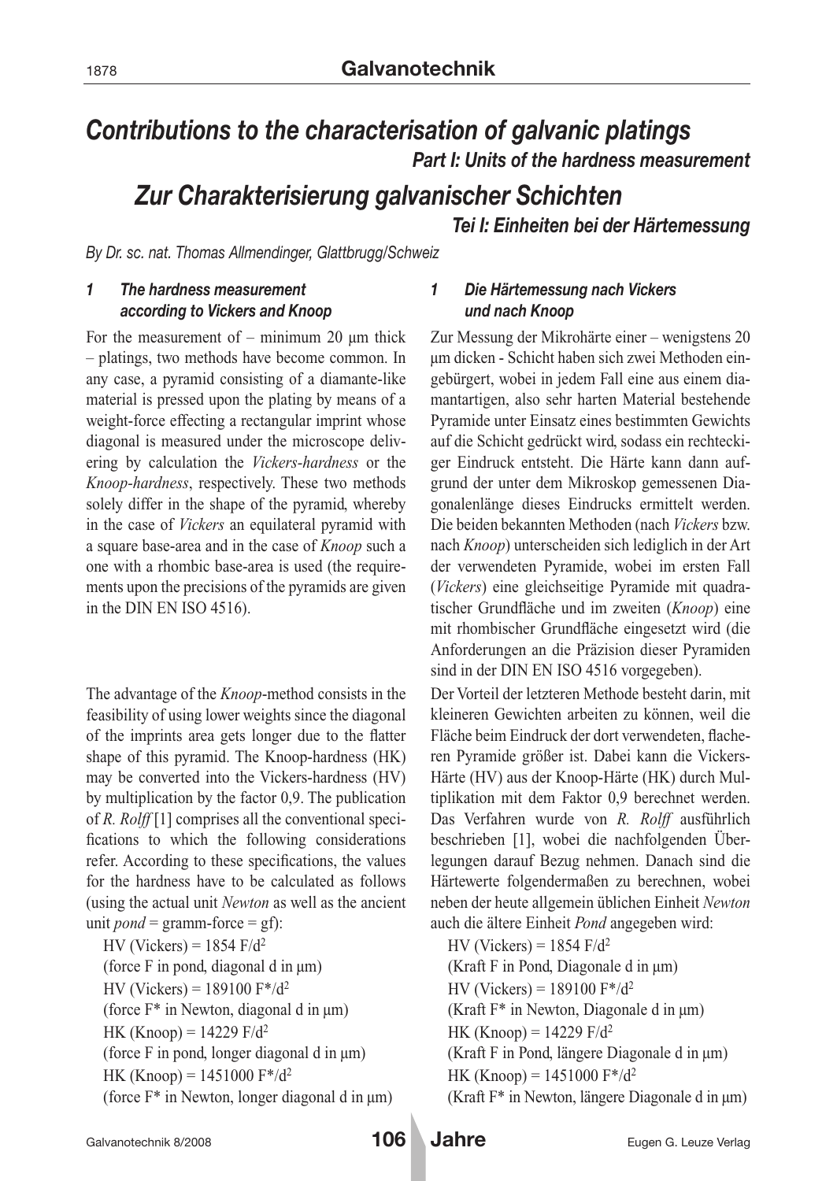# *Contributions to the characterisation of galvanic platings*

### *Part I: Units of the hardness measurement*

# *Zur Charakterisierung galvanischer Schichten*

### *Tei I: Einheiten bei der Härtemessung*

*By Dr. sc. nat. Thomas Allmendinger, Glattbrugg/Schweiz*

## *1 The hardness measurement according to Vickers and Knoop*

For the measurement of – minimum 20 µm thick – platings, two methods have become common. In any case, a pyramid consisting of a diamante-like material is pressed upon the plating by means of a weight-force effecting a rectangular imprint whose diagonal is measured under the microscope delivering by calculation the *Vickers-hardness* or the *Knoop-hardness*, respectively. These two methods solely differ in the shape of the pyramid, whereby in the case of *Vickers* an equilateral pyramid with a square base-area and in the case of *Knoop* such a one with a rhombic base-area is used (the requirements upon the precisions of the pyramids are given in the DIN EN ISO 4516).

The advantage of the *Knoop*-method consists in the feasibility of using lower weights since the diagonal of the imprints area gets longer due to the flatter shape of this pyramid. The Knoop-hardness (HK) may be converted into the Vickers-hardness (HV) by multiplication by the factor 0,9. The publication of *R. Rolff* [1] comprises all the conventional specifications to which the following considerations refer. According to these specifications, the values for the hardness have to be calculated as follows (using the actual unit *Newton* as well as the ancient unit *pond* = gramm-force = gf):

HV (Vickers) = $1854\ F/d^2$
(force F in pond, diagonal d in µm)
HV (Vickers) = $189100\ F^*/d^2$
(force F* in Newton, diagonal d in µm)
HK (Knoop) = $14229\ F/d^2$
(force F in pond, longer diagonal d in µm)
HK (Knoop) = $1451000\ F^*/d^2$
(force F* in Newton, longer diagonal d in µm)

## *1 Die Härtemessung nach Vickers und nach Knoop*

Zur Messung der Mikrohärte einer – wenigstens 20 µm dicken - Schicht haben sich zwei Methoden eingebürgert, wobei in jedem Fall eine aus einem diamantartigen, also sehr harten Material bestehende Pyramide unter Einsatz eines bestimmten Gewichts auf die Schicht gedrückt wird, sodass ein rechteckiger Eindruck entsteht. Die Härte kann dann aufgrund der unter dem Mikroskop gemessenen Diagonalenlänge dieses Eindrucks ermittelt werden. Die beiden bekannten Methoden (nach *Vickers* bzw. nach *Knoop*) unterscheiden sich lediglich in der Art der verwendeten Pyramide, wobei im ersten Fall (*Vickers*) eine gleichseitige Pyramide mit quadratischer Grundfläche und im zweiten (*Knoop*) eine mit rhombischer Grundfläche eingesetzt wird (die Anforderungen an die Präzision dieser Pyramiden sind in der DIN EN ISO 4516 vorgegeben).

Der Vorteil der letzteren Methode besteht darin, mit kleineren Gewichten arbeiten zu können, weil die Fläche beim Eindruck der dort verwendeten, flacheren Pyramide größer ist. Dabei kann die Vickers-Härte (HV) aus der Knoop-Härte (HK) durch Multiplikation mit dem Faktor 0,9 berechnet werden. Das Verfahren wurde von *R. Rolff* ausführlich beschrieben [1], wobei die nachfolgenden Überlegungen darauf Bezug nehmen. Danach sind die Härtewerte folgendermaßen zu berechnen, wobei neben der heute allgemein üblichen Einheit *Newton* auch die ältere Einheit *Pond* angegeben wird:

HV (Vickers) = $1854\ F/d^2$
(Kraft F in Pond, Diagonale d in µm)
HV (Vickers) = $189100\ F^*/d^2$
(Kraft F* in Newton, Diagonale d in µm)
HK (Knoop) = $14229\ F/d^2$
(Kraft F in Pond, längere Diagonale d in µm)
HK (Knoop) = $1451000\ F^*/d^2$
(Kraft F* in Newton, längere Diagonale d in µm)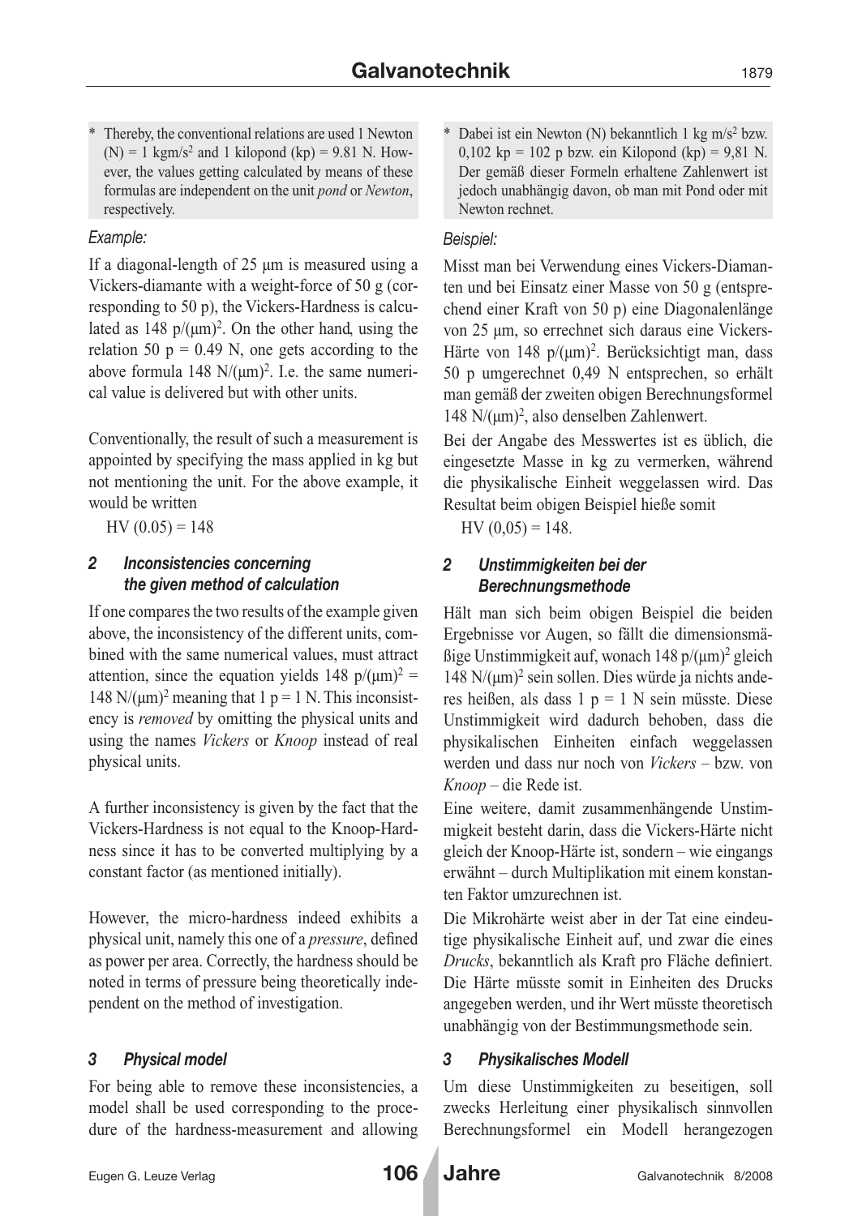\* Thereby, the conventional relations are used 1 Newton (N) = 1 kgm/s$^2$ and 1 kilopond (kp) = 9.81 N. However, the values getting calculated by means of these formulas are independent on the unit *pond* or *Newton*, respectively.

*Example:*

If a diagonal-length of 25 µm is measured using a Vickers-diamante with a weight-force of 50 g (corresponding to 50 p), the Vickers-Hardness is calculated as 148 p/(µm)$^2$. On the other hand, using the relation 50 p = 0.49 N, one gets according to the above formula 148 N/(µm)$^2$. I.e. the same numerical value is delivered but with other units.

Conventionally, the result of such a measurement is appointed by specifying the mass applied in kg but not mentioning the unit. For the above example, it would be written

HV (0.05) = 148

### 2 Inconsistencies concerning the given method of calculation

If one compares the two results of the example given above, the inconsistency of the different units, combined with the same numerical values, must attract attention, since the equation yields 148 p/(µm)$^2$ = 148 N/(µm)$^2$ meaning that 1 p = 1 N. This inconsistency is *removed* by omitting the physical units and using the names *Vickers* or *Knoop* instead of real physical units.

A further inconsistency is given by the fact that the Vickers-Hardness is not equal to the Knoop-Hardness since it has to be converted multiplying by a constant factor (as mentioned initially).

However, the micro-hardness indeed exhibits a physical unit, namely this one of a *pressure*, defined as power per area. Correctly, the hardness should be noted in terms of pressure being theoretically independent on the method of investigation.

### 3 Physical model

For being able to remove these inconsistencies, a model shall be used corresponding to the procedure of the hardness-measurement and allowing

\* Dabei ist ein Newton (N) bekanntlich 1 kg m/s$^2$ bzw. 0,102 kp = 102 p bzw. ein Kilopond (kp) = 9,81 N. Der gemäß dieser Formeln erhaltene Zahlenwert ist jedoch unabhängig davon, ob man mit Pond oder mit Newton rechnet.

*Beispiel:*

Misst man bei Verwendung eines Vickers-Diamanten und bei Einsatz einer Masse von 50 g (entsprechend einer Kraft von 50 p) eine Diagonalenlänge von 25 µm, so errechnet sich daraus eine Vickers-Härte von 148 p/(µm)$^2$. Berücksichtigt man, dass 50 p umgerechnet 0,49 N entsprechen, so erhält man gemäß der zweiten obigen Berechnungsformel 148 N/(µm)$^2$, also denselben Zahlenwert.

Bei der Angabe des Messwertes ist es üblich, die eingesetzte Masse in kg zu vermerken, während die physikalische Einheit weggelassen wird. Das Resultat beim obigen Beispiel hieße somit

HV (0,05) = 148.

### 2 Unstimmigkeiten bei der Berechnungsmethode

Hält man sich beim obigen Beispiel die beiden Ergebnisse vor Augen, so fällt die dimensionsmäßige Unstimmigkeit auf, wonach 148 p/(µm)$^2$ gleich 148 N/(µm)$^2$ sein sollen. Dies würde ja nichts anderes heißen, als dass 1 p = 1 N sein müsste. Diese Unstimmigkeit wird dadurch behoben, dass die physikalischen Einheiten einfach weggelassen werden und dass nur noch von *Vickers* – bzw. von *Knoop* – die Rede ist.

Eine weitere, damit zusammenhängende Unstimmigkeit besteht darin, dass die Vickers-Härte nicht gleich der Knoop-Härte ist, sondern – wie eingangs erwähnt – durch Multiplikation mit einem konstanten Faktor umzurechnen ist.

Die Mikrohärte weist aber in der Tat eine eindeutige physikalische Einheit auf, und zwar die eines *Drucks*, bekanntlich als Kraft pro Fläche definiert. Die Härte müsste somit in Einheiten des Drucks angegeben werden, und ihr Wert müsste theoretisch unabhängig von der Bestimmungsmethode sein.

### 3 Physikalisches Modell

Um diese Unstimmigkeiten zu beseitigen, soll zwecks Herleitung einer physikalisch sinnvollen Berechnungsformel ein Modell herangezogen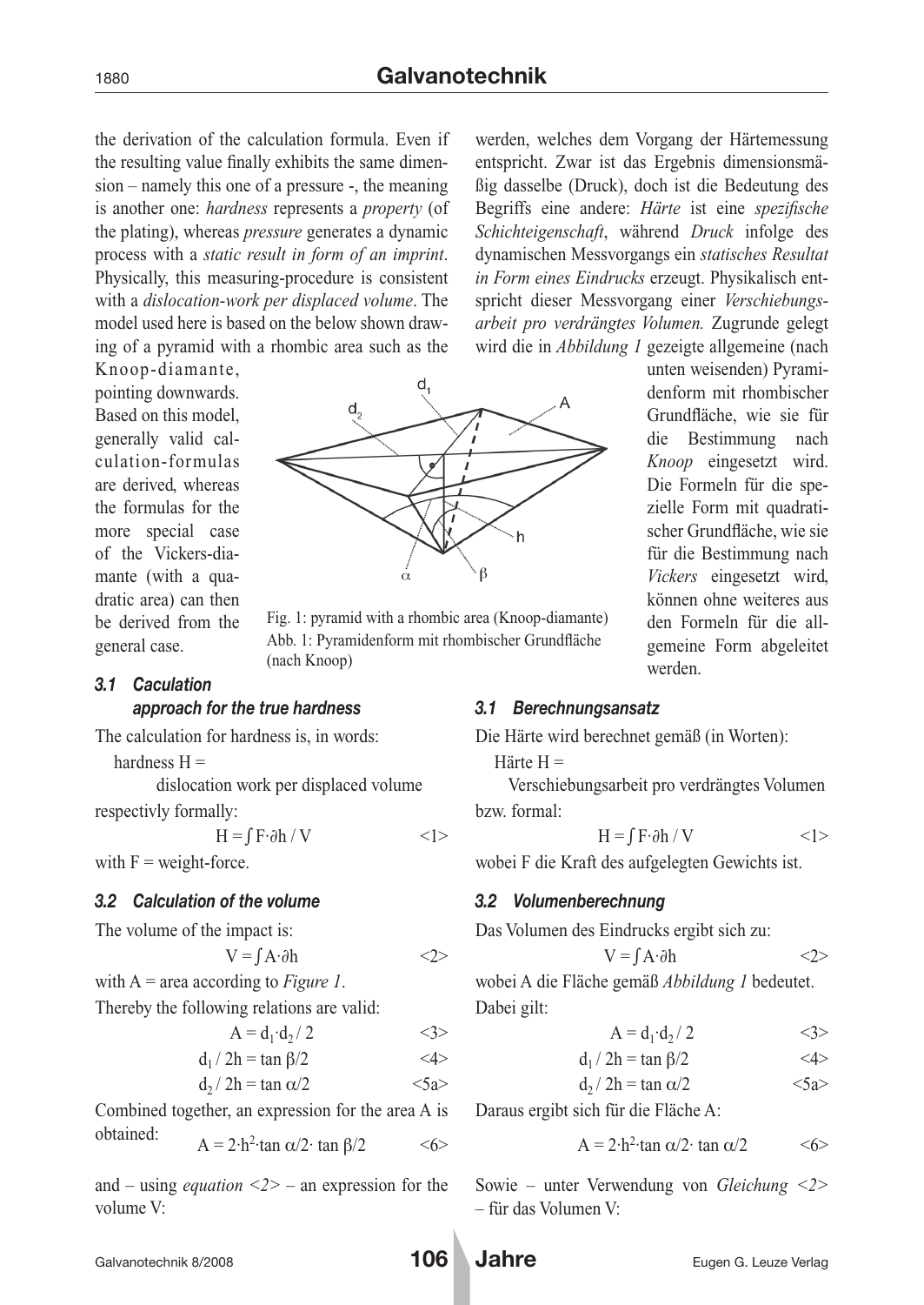the derivation of the calculation formula. Even if the resulting value finally exhibits the same dimension – namely this one of a pressure -, the meaning is another one: *hardness* represents a *property* (of the plating), whereas *pressure* generates a dynamic process with a *static result in form of an imprint*. Physically, this measuring-procedure is consistent with a *dislocation-work per displaced volume*. The model used here is based on the below shown drawing of a pyramid with a rhombic area such as the Knoop-diamante, pointing downwards. Based on this model, generally valid calculation-formulas are derived, whereas the formulas for the more special case of the Vickers-diamante (with a quadratic area) can then be derived from the general case.

Fig. 1: pyramid with a rhombic area (Knoop-diamante)
Abb. 1: Pyramidenform mit rhombischer Grundfläche (nach Knoop)

### 3.1 Caculation approach for the true hardness

The calculation for hardness is, in words:

hardness H =

dislocation work per displaced volume

respectivly formally:

$$H = \int F \cdot \partial h / V \qquad <1>$$

with F = weight-force.

### 3.2 Calculation of the volume

The volume of the impact is:

$$V = \int A \cdot \partial h \qquad <2>$$

with A = area according to *Figure 1*.

Thereby the following relations are valid:

$$A = d_1 \cdot d_2 / 2 \qquad <3>$$

$$d_1 / 2h = \tan \beta/2 \qquad <4>$$

$$d_2 / 2h = \tan \alpha/2 \qquad <5a>$$

Combined together, an expression for the area A is obtained:

$$A = 2 \cdot h^2 \cdot \tan \alpha/2 \cdot \tan \beta/2 \qquad <6>$$

and – using *equation <2>* – an expression for the volume V:

---

werden, welches dem Vorgang der Härtemessung entspricht. Zwar ist das Ergebnis dimensionsmäßig dasselbe (Druck), doch ist die Bedeutung des Begriffs eine andere: *Härte* ist eine *spezifische Schichteigenschaft*, während *Druck* infolge des dynamischen Messvorgangs ein *statisches Resultat in Form eines Eindrucks* erzeugt. Physikalisch entspricht dieser Messvorgang einer *Verschiebungsarbeit pro verdrängtes Volumen.* Zugrunde gelegt wird die in *Abbildung 1* gezeigte allgemeine (nach unten weisenden) Pyramidenform mit rhombischer Grundfläche, wie sie für die Bestimmung nach *Knoop* eingesetzt wird. Die Formeln für die spezielle Form mit quadratischer Grundfläche, wie sie für die Bestimmung nach *Vickers* eingesetzt wird, können ohne weiteres aus den Formeln für die allgemeine Form abgeleitet werden.

### 3.1 Berechnungsansatz

Die Härte wird berechnet gemäß (in Worten):

Härte H =

Verschiebungsarbeit pro verdrängtes Volumen

bzw. formal:

$$H = \int F \cdot \partial h / V \qquad <1>$$

wobei F die Kraft des aufgelegten Gewichts ist.

### 3.2 Volumenberechnung

Das Volumen des Eindrucks ergibt sich zu:

$$V = \int A \cdot \partial h \qquad <2>$$

wobei A die Fläche gemäß *Abbildung 1* bedeutet.

Dabei gilt:

$$A = d_1 \cdot d_2 / 2 \qquad <3>$$

$$d_1 / 2h = \tan \beta/2 \qquad <4>$$

$$d_2 / 2h = \tan \alpha/2 \qquad <5a>$$

Daraus ergibt sich für die Fläche A:

$$A = 2 \cdot h^2 \cdot \tan \alpha/2 \cdot \tan \alpha/2 \qquad <6>$$

Sowie – unter Verwendung von *Gleichung <2>* – für das Volumen V: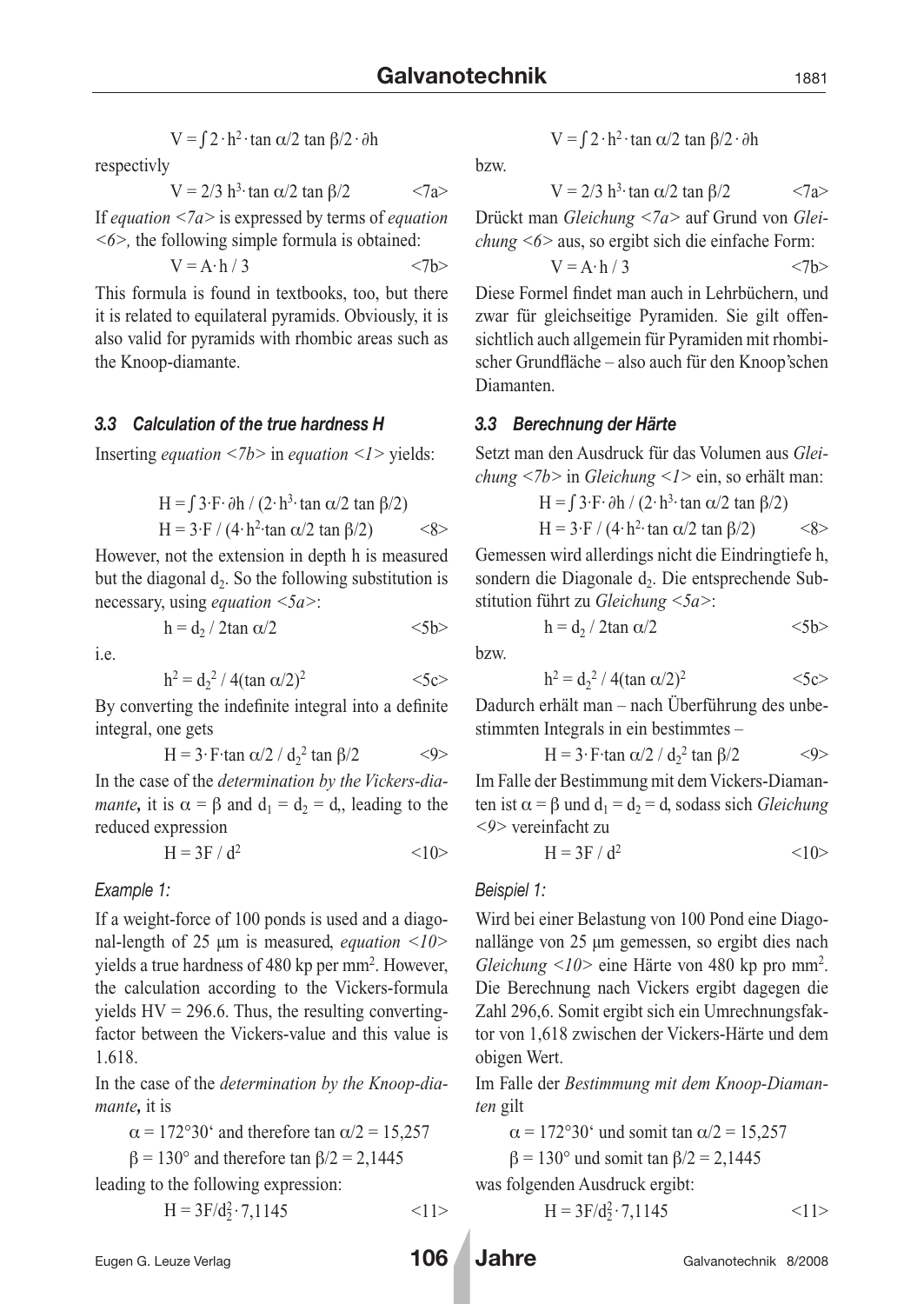$$V = \int 2 \cdot h^2 \cdot \tan \alpha/2 \tan \beta/2 \cdot \partial h$$

respectivly

$$V = 2/3\, h^3 \cdot \tan \alpha/2 \tan \beta/2 \qquad \text{<7a>}$$

If *equation <7a>* is expressed by terms of *equation <6>,* the following simple formula is obtained:

$$V = A \cdot h / 3 \qquad \text{<7b>}$$

This formula is found in textbooks, too, but there it is related to equilateral pyramids. Obviously, it is also valid for pyramids with rhombic areas such as the Knoop-diamante.

### *3.3 Calculation of the true hardness H*

Inserting *equation <7b>* in *equation <1>* yields:

$$H = \int 3 \cdot F \cdot \partial h / (2 \cdot h^3 \cdot \tan \alpha/2 \tan \beta/2)$$

$$H = 3 \cdot F / (4 \cdot h^2 \cdot \tan \alpha/2 \tan \beta/2) \qquad \text{<8>}$$

However, not the extension in depth h is measured but the diagonal $d_2$. So the following substitution is necessary, using *equation <5a>*:

$$h = d_2 / 2\tan \alpha/2 \qquad \text{<5b>}$$

i.e.

$$h^2 = d_2^2 / 4(\tan \alpha/2)^2 \qquad \text{<5c>}$$

By converting the indefinite integral into a definite integral, one gets

$$H = 3 \cdot F \cdot \tan \alpha/2 / d_2^2 \tan \beta/2 \qquad \text{<9>}$$

In the case of the *determination by the Vickers-diamante,* it is $\alpha = \beta$ and $d_1 = d_2 = d$, leading to the reduced expression

$$H = 3F / d^2 \qquad \text{<10>}$$

*Example 1:*

If a weight-force of 100 ponds is used and a diagonal-length of 25 µm is measured, *equation <10>* yields a true hardness of 480 kp per mm$^2$. However, the calculation according to the Vickers-formula yields HV = 296.6. Thus, the resulting converting-factor between the Vickers-value and this value is 1.618.

In the case of the *determination by the Knoop-diamante,* it is

$\alpha$ = 172°30‘ and therefore $\tan \alpha/2$ = 15,257

$\beta$ = 130° and therefore $\tan \beta/2$ = 2,1445

leading to the following expression:

$$H = 3F/d_2^2 \cdot 7{,}1145 \qquad \text{<11>}$$

$$V = \int 2 \cdot h^2 \cdot \tan \alpha/2 \tan \beta/2 \cdot \partial h$$

bzw.

$$V = 2/3\, h^3 \cdot \tan \alpha/2 \tan \beta/2 \qquad \text{<7a>}$$

Drückt man *Gleichung <7a>* auf Grund von *Gleichung <6>* aus, so ergibt sich die einfache Form:

$$V = A \cdot h / 3 \qquad \text{<7b>}$$

Diese Formel findet man auch in Lehrbüchern, und zwar für gleichseitige Pyramiden. Sie gilt offensichtlich auch allgemein für Pyramiden mit rhombischer Grundfläche – also auch für den Knoop'schen Diamanten.

### *3.3 Berechnung der Härte*

Setzt man den Ausdruck für das Volumen aus *Gleichung <7b>* in *Gleichung <1>* ein, so erhält man:

$$H = \int 3 \cdot F \cdot \partial h / (2 \cdot h^3 \cdot \tan \alpha/2 \tan \beta/2)$$

$$H = 3 \cdot F / (4 \cdot h^2 \cdot \tan \alpha/2 \tan \beta/2) \qquad \text{<8>}$$

Gemessen wird allerdings nicht die Eindringtiefe h, sondern die Diagonale $d_2$. Die entsprechende Substitution führt zu *Gleichung <5a>*:

$$h = d_2 / 2\tan \alpha/2 \qquad \text{<5b>}$$

bzw.

$$h^2 = d_2^2 / 4(\tan \alpha/2)^2 \qquad \text{<5c>}$$

Dadurch erhält man – nach Überführung des unbestimmten Integrals in ein bestimmtes –

$$H = 3 \cdot F \cdot \tan \alpha/2 / d_2^2 \tan \beta/2 \qquad \text{<9>}$$

Im Falle der Bestimmung mit dem Vickers-Diamanten ist $\alpha = \beta$ und $d_1 = d_2 = d$, sodass sich *Gleichung <9>* vereinfacht zu

$$H = 3F / d^2 \qquad \text{<10>}$$

*Beispiel 1:*

Wird bei einer Belastung von 100 Pond eine Diagonallänge von 25 µm gemessen, so ergibt dies nach *Gleichung <10>* eine Härte von 480 kp pro mm$^2$. Die Berechnung nach Vickers ergibt dagegen die Zahl 296,6. Somit ergibt sich ein Umrechnungsfaktor von 1,618 zwischen der Vickers-Härte und dem obigen Wert.

Im Falle der *Bestimmung mit dem Knoop-Diamanten* gilt

$\alpha$ = 172°30‘ und somit $\tan \alpha/2$ = 15,257

$\beta$ = 130° und somit $\tan \beta/2$ = 2,1445

was folgenden Ausdruck ergibt:

$$H = 3F/d_2^2 \cdot 7{,}1145 \qquad \text{<11>}$$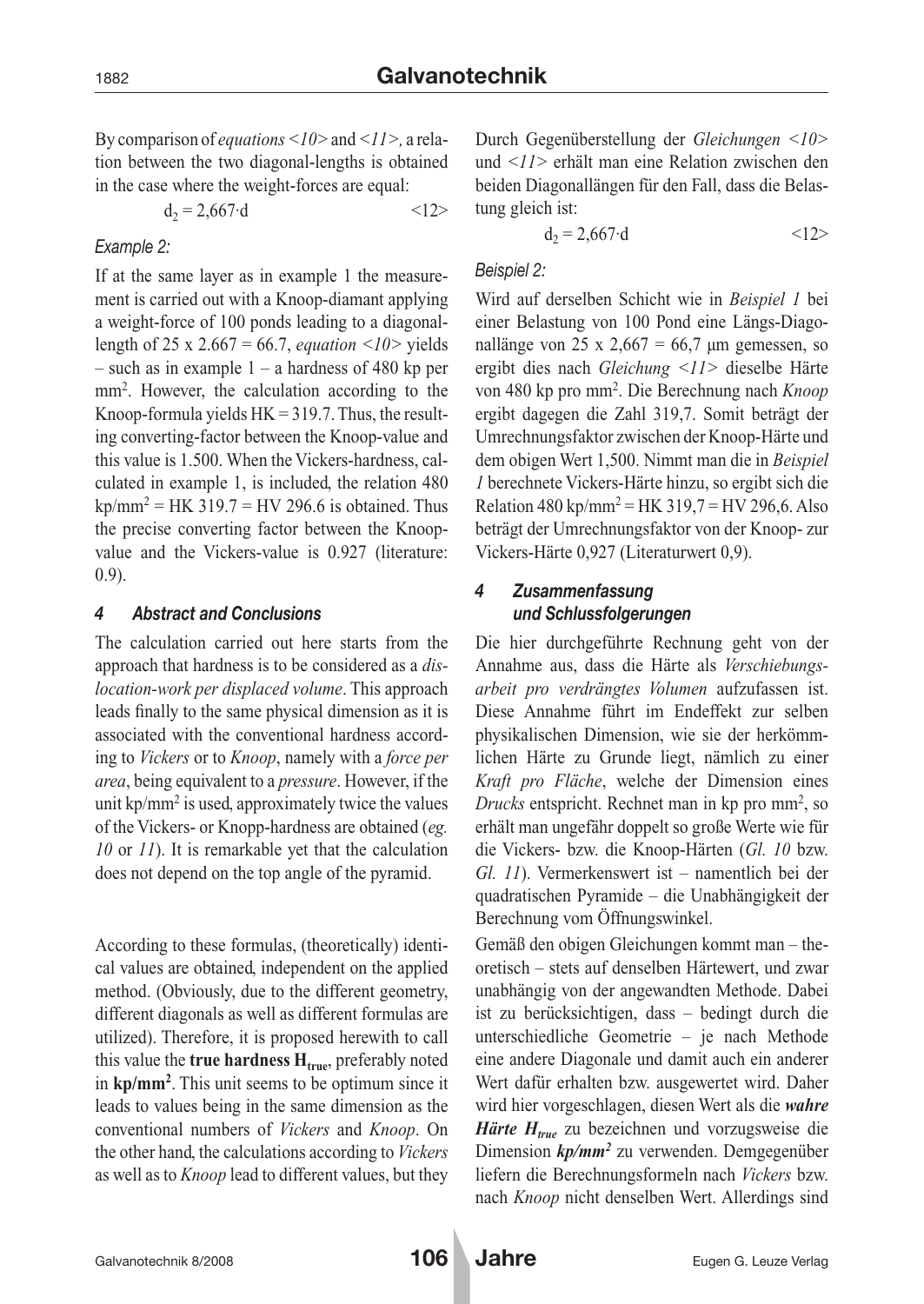By comparison of *equations <10>* and *<11>*, a relation between the two diagonal-lengths is obtained in the case where the weight-forces are equal:

$$d_2 = 2{,}667 \cdot d \qquad <12>$$

*Example 2:*

If at the same layer as in example 1 the measurement is carried out with a Knoop-diamant applying a weight-force of 100 ponds leading to a diagonal-length of 25 x 2.667 = 66.7, *equation <10>* yields – such as in example 1 – a hardness of 480 kp per $mm^2$. However, the calculation according to the Knoop-formula yields HK = 319.7. Thus, the resulting converting-factor between the Knoop-value and this value is 1.500. When the Vickers-hardness, calculated in example 1, is included, the relation 480 $kp/mm^2$ = HK 319.7 = HV 296.6 is obtained. Thus the precise converting factor between the Knoop-value and the Vickers-value is 0.927 (literature: 0.9).

#### *4 Abstract and Conclusions*

The calculation carried out here starts from the approach that hardness is to be considered as a *dislocation-work per displaced volume*. This approach leads finally to the same physical dimension as it is associated with the conventional hardness according to *Vickers* or to *Knoop*, namely with a *force per area*, being equivalent to a *pressure*. However, if the unit $kp/mm^2$ is used, approximately twice the values of the Vickers- or Knopp-hardness are obtained (*eg. 10* or *11*). It is remarkable yet that the calculation does not depend on the top angle of the pyramid.

According to these formulas, (theoretically) identical values are obtained, independent on the applied method. (Obviously, due to the different geometry, different diagonals as well as different formulas are utilized). Therefore, it is proposed herewith to call this value the **true hardness $H_{true}$**, preferably noted in **$kp/mm^2$**. This unit seems to be optimum since it leads to values being in the same dimension as the conventional numbers of *Vickers* and *Knoop*. On the other hand, the calculations according to *Vickers* as well as to *Knoop* lead to different values, but they

Durch Gegenüberstellung der *Gleichungen <10>* und *<11>* erhält man eine Relation zwischen den beiden Diagonallängen für den Fall, dass die Belastung gleich ist:

$$d_2 = 2{,}667 \cdot d \qquad <12>$$

*Beispiel 2:*

Wird auf derselben Schicht wie in *Beispiel 1* bei einer Belastung von 100 Pond eine Längs-Diagonallänge von 25 x 2,667 = 66,7 µm gemessen, so ergibt dies nach *Gleichung <11>* dieselbe Härte von 480 kp pro $mm^2$. Die Berechnung nach *Knoop* ergibt dagegen die Zahl 319,7. Somit beträgt der Umrechnungsfaktor zwischen der Knoop-Härte und dem obigen Wert 1,500. Nimmt man die in *Beispiel 1* berechnete Vickers-Härte hinzu, so ergibt sich die Relation 480 $kp/mm^2$ = HK 319,7 = HV 296,6. Also beträgt der Umrechnungsfaktor von der Knoop- zur Vickers-Härte 0,927 (Literaturwert 0,9).

#### *4 Zusammenfassung und Schlussfolgerungen*

Die hier durchgeführte Rechnung geht von der Annahme aus, dass die Härte als *Verschiebungsarbeit pro verdrängtes Volumen* aufzufassen ist. Diese Annahme führt im Endeffekt zur selben physikalischen Dimension, wie sie der herkömmlichen Härte zu Grunde liegt, nämlich zu einer *Kraft pro Fläche*, welche der Dimension eines *Drucks* entspricht. Rechnet man in kp pro $mm^2$, so erhält man ungefähr doppelt so große Werte wie für die Vickers- bzw. die Knoop-Härten (*Gl. 10* bzw. *Gl. 11*). Vermerkenswert ist – namentlich bei der quadratischen Pyramide – die Unabhängigkeit der Berechnung vom Öffnungswinkel.

Gemäß den obigen Gleichungen kommt man – theoretisch – stets auf denselben Härtewert, und zwar unabhängig von der angewandten Methode. Dabei ist zu berücksichtigen, dass – bedingt durch die unterschiedliche Geometrie – je nach Methode eine andere Diagonale und damit auch ein anderer Wert dafür erhalten bzw. ausgewertet wird. Daher wird hier vorgeschlagen, diesen Wert als die ***wahre Härte $H_{true}$*** zu bezeichnen und vorzugsweise die Dimension ***$kp/mm^2$*** zu verwenden. Demgegenüber liefern die Berechnungsformeln nach *Vickers* bzw. nach *Knoop* nicht denselben Wert. Allerdings sind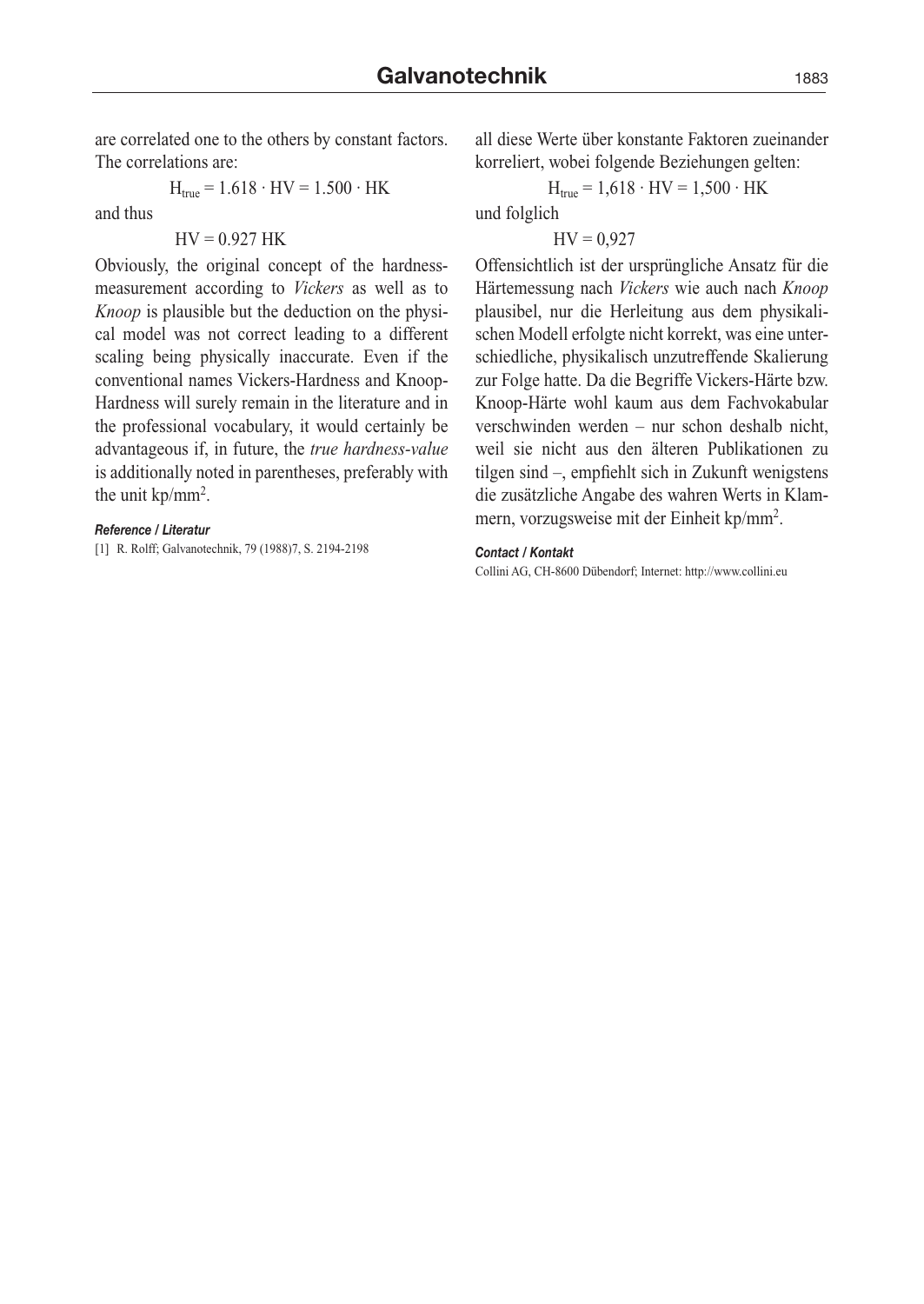are correlated one to the others by constant factors. The correlations are:

$$H_{true} = 1.618 \cdot HV = 1.500 \cdot HK$$

and thus

$$HV = 0.927\ HK$$

Obviously, the original concept of the hardness-measurement according to *Vickers* as well as to *Knoop* is plausible but the deduction on the physical model was not correct leading to a different scaling being physically inaccurate. Even if the conventional names Vickers-Hardness and Knoop-Hardness will surely remain in the literature and in the professional vocabulary, it would certainly be advantageous if, in future, the *true hardness-value* is additionally noted in parentheses, preferably with the unit kp/mm$^2$.

***Reference / Literatur***

[1] R. Rolff; Galvanotechnik, 79 (1988)7, S. 2194-2198

all diese Werte über konstante Faktoren zueinander korreliert, wobei folgende Beziehungen gelten:

$$H_{true} = 1{,}618 \cdot HV = 1{,}500 \cdot HK$$

und folglich

$$HV = 0{,}927$$

Offensichtlich ist der ursprüngliche Ansatz für die Härtemessung nach *Vickers* wie auch nach *Knoop* plausibel, nur die Herleitung aus dem physikalischen Modell erfolgte nicht korrekt, was eine unterschiedliche, physikalisch unzutreffende Skalierung zur Folge hatte. Da die Begriffe Vickers-Härte bzw. Knoop-Härte wohl kaum aus dem Fachvokabular verschwinden werden – nur schon deshalb nicht, weil sie nicht aus den älteren Publikationen zu tilgen sind –, empfiehlt sich in Zukunft wenigstens die zusätzliche Angabe des wahren Werts in Klammern, vorzugsweise mit der Einheit kp/mm$^2$.

***Contact / Kontakt***

Collini AG, CH-8600 Dübendorf; Internet: http://www.collini.eu